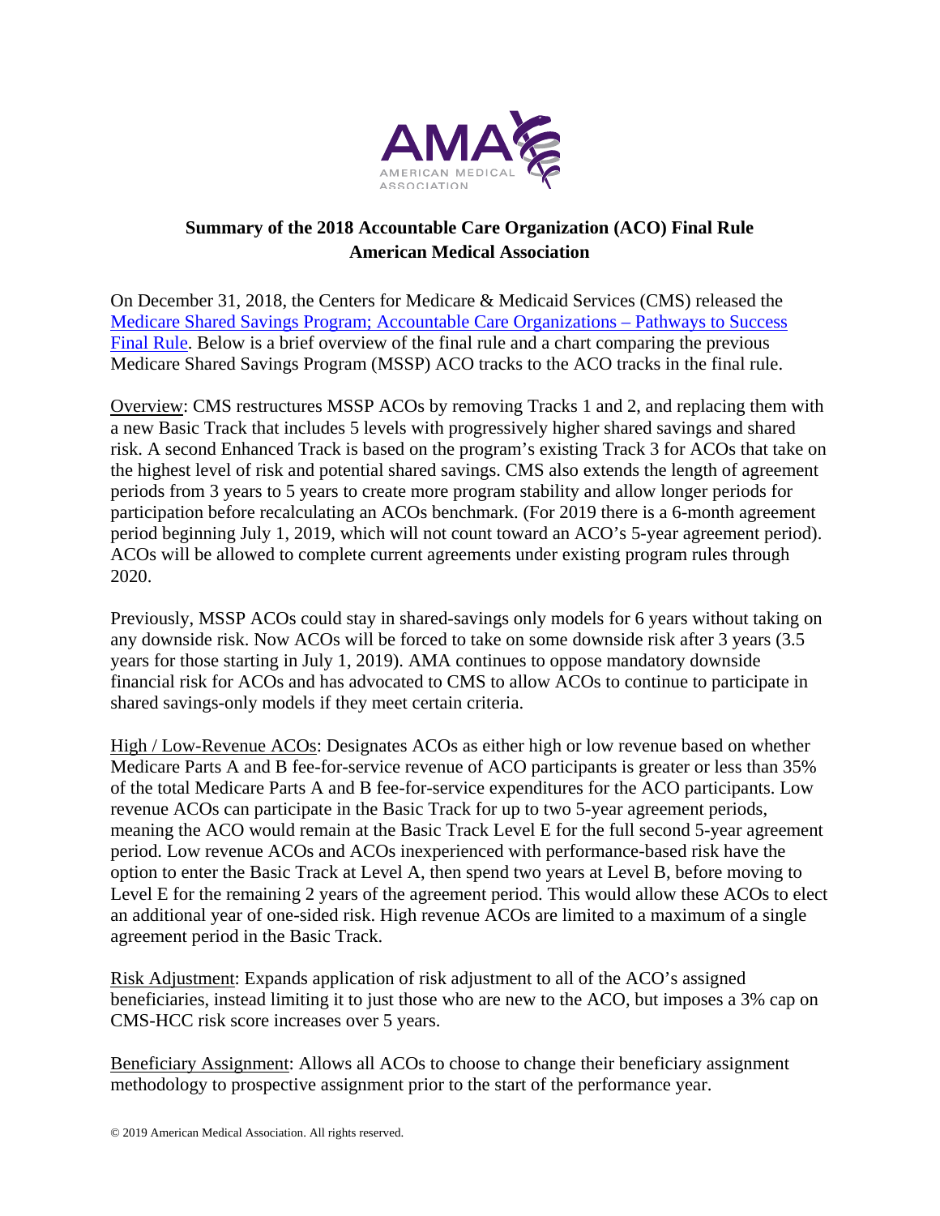# Summary of the 2018 Accountable Care Organization (ACO) Final Rule
## American Medical Association

On December 31, 2018, the Centers for Medicare & Medicaid Services (CMS) released the Medicare Shared Savings Program; Accountable Care Organizations – Pathways to Success Final Rule. Below is a brief overview of the final rule and a chart comparing the previous Medicare Shared Savings Program (MSSP) ACO tracks to the ACO tracks in the final rule.

Overview: CMS restructures MSSP ACOs by removing Tracks 1 and 2, and replacing them with a new Basic Track that includes 5 levels with progressively higher shared savings and shared risk. A second Enhanced Track is based on the program's existing Track 3 for ACOs that take on the highest level of risk and potential shared savings. CMS also extends the length of agreement periods from 3 years to 5 years to create more program stability and allow longer periods for participation before recalculating an ACOs benchmark. (For 2019 there is a 6-month agreement period beginning July 1, 2019, which will not count toward an ACO's 5-year agreement period). ACOs will be allowed to complete current agreements under existing program rules through 2020.

Previously, MSSP ACOs could stay in shared-savings only models for 6 years without taking on any downside risk. Now ACOs will be forced to take on some downside risk after 3 years (3.5 years for those starting in July 1, 2019). AMA continues to oppose mandatory downside financial risk for ACOs and has advocated to CMS to allow ACOs to continue to participate in shared savings-only models if they meet certain criteria.

High / Low-Revenue ACOs: Designates ACOs as either high or low revenue based on whether Medicare Parts A and B fee-for-service revenue of ACO participants is greater or less than 35% of the total Medicare Parts A and B fee-for-service expenditures for the ACO participants. Low revenue ACOs can participate in the Basic Track for up to two 5-year agreement periods, meaning the ACO would remain at the Basic Track Level E for the full second 5-year agreement period. Low revenue ACOs and ACOs inexperienced with performance-based risk have the option to enter the Basic Track at Level A, then spend two years at Level B, before moving to Level E for the remaining 2 years of the agreement period. This would allow these ACOs to elect an additional year of one-sided risk. High revenue ACOs are limited to a maximum of a single agreement period in the Basic Track.

Risk Adjustment: Expands application of risk adjustment to all of the ACO's assigned beneficiaries, instead limiting it to just those who are new to the ACO, but imposes a 3% cap on CMS-HCC risk score increases over 5 years.

Beneficiary Assignment: Allows all ACOs to choose to change their beneficiary assignment methodology to prospective assignment prior to the start of the performance year.

© 2019 American Medical Association. All rights reserved.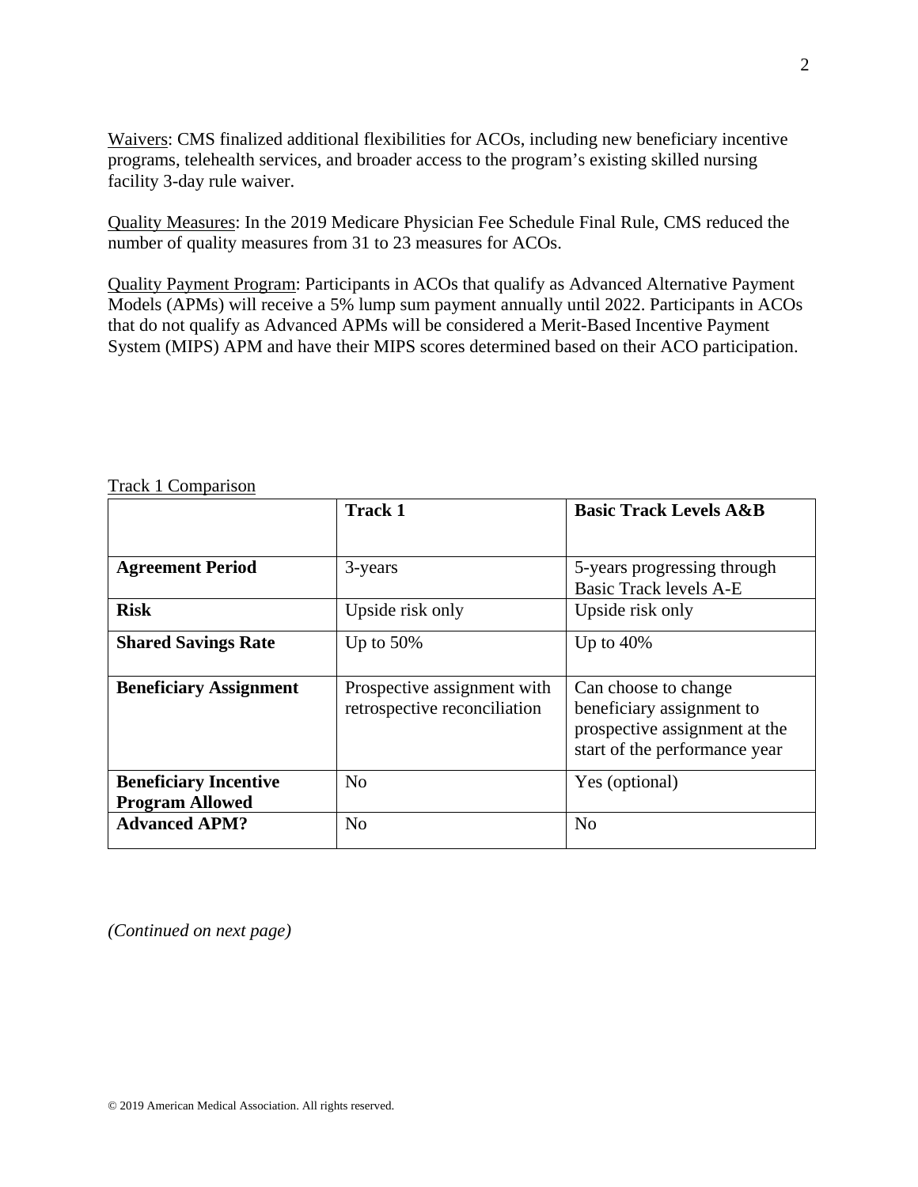Waivers: CMS finalized additional flexibilities for ACOs, including new beneficiary incentive programs, telehealth services, and broader access to the program's existing skilled nursing facility 3-day rule waiver.

Quality Measures: In the 2019 Medicare Physician Fee Schedule Final Rule, CMS reduced the number of quality measures from 31 to 23 measures for ACOs.

Quality Payment Program: Participants in ACOs that qualify as Advanced Alternative Payment Models (APMs) will receive a 5% lump sum payment annually until 2022. Participants in ACOs that do not qualify as Advanced APMs will be considered a Merit-Based Incentive Payment System (MIPS) APM and have their MIPS scores determined based on their ACO participation.

Track 1 Comparison

| | **Track 1** | **Basic Track Levels A&B** |
|---|---|---|
| **Agreement Period** | 3-years | 5-years progressing through Basic Track levels A-E |
| **Risk** | Upside risk only | Upside risk only |
| **Shared Savings Rate** | Up to 50% | Up to 40% |
| **Beneficiary Assignment** | Prospective assignment with retrospective reconciliation | Can choose to change beneficiary assignment to prospective assignment at the start of the performance year |
| **Beneficiary Incentive Program Allowed** | No | Yes (optional) |
| **Advanced APM?** | No | No |

*(Continued on next page)*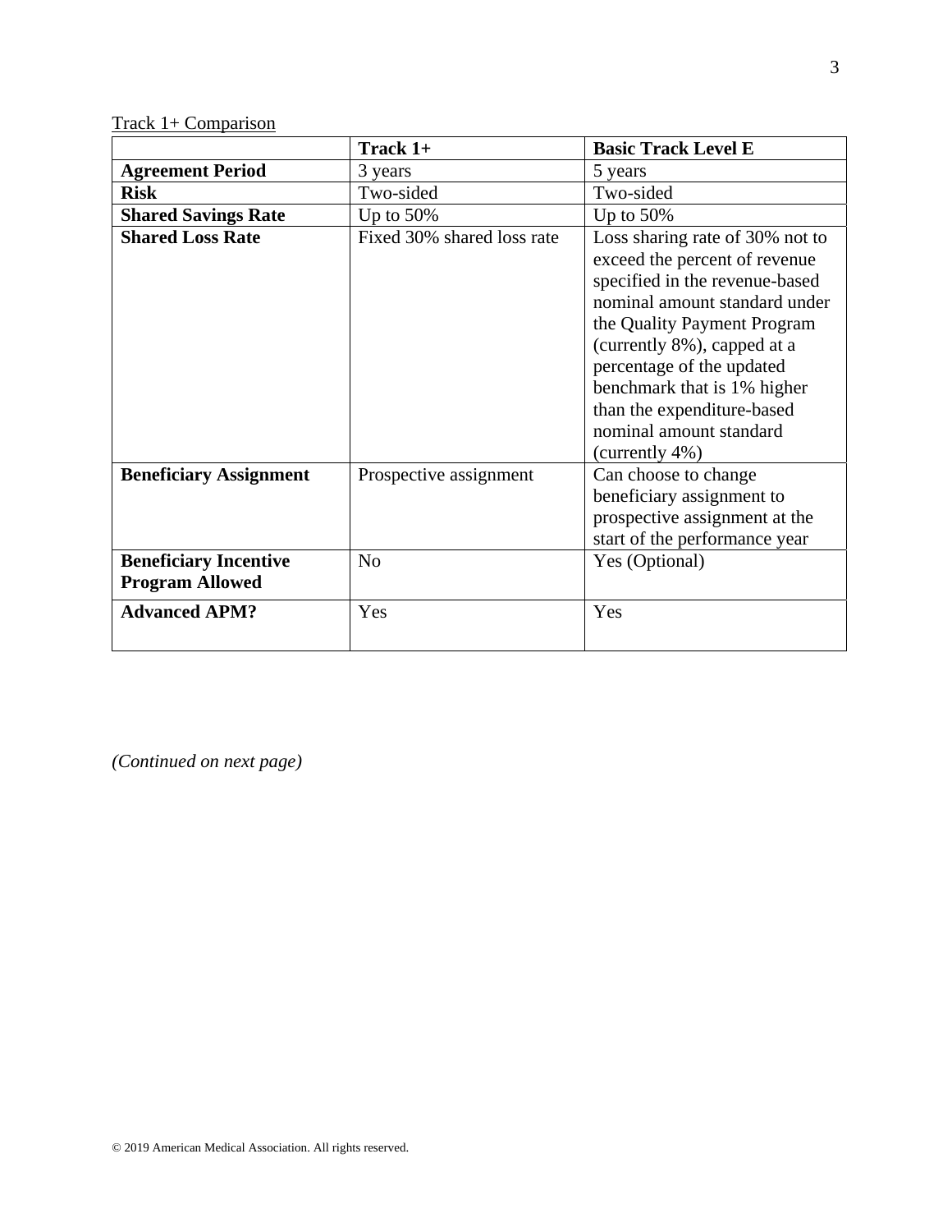Track 1+ Comparison

| | Track 1+ | Basic Track Level E |
|---|---|---|
| **Agreement Period** | 3 years | 5 years |
| **Risk** | Two-sided | Two-sided |
| **Shared Savings Rate** | Up to 50% | Up to 50% |
| **Shared Loss Rate** | Fixed 30% shared loss rate | Loss sharing rate of 30% not to exceed the percent of revenue specified in the revenue-based nominal amount standard under the Quality Payment Program (currently 8%), capped at a percentage of the updated benchmark that is 1% higher than the expenditure-based nominal amount standard (currently 4%) |
| **Beneficiary Assignment** | Prospective assignment | Can choose to change beneficiary assignment to prospective assignment at the start of the performance year |
| **Beneficiary Incentive Program Allowed** | No | Yes (Optional) |
| **Advanced APM?** | Yes | Yes |

*(Continued on next page)*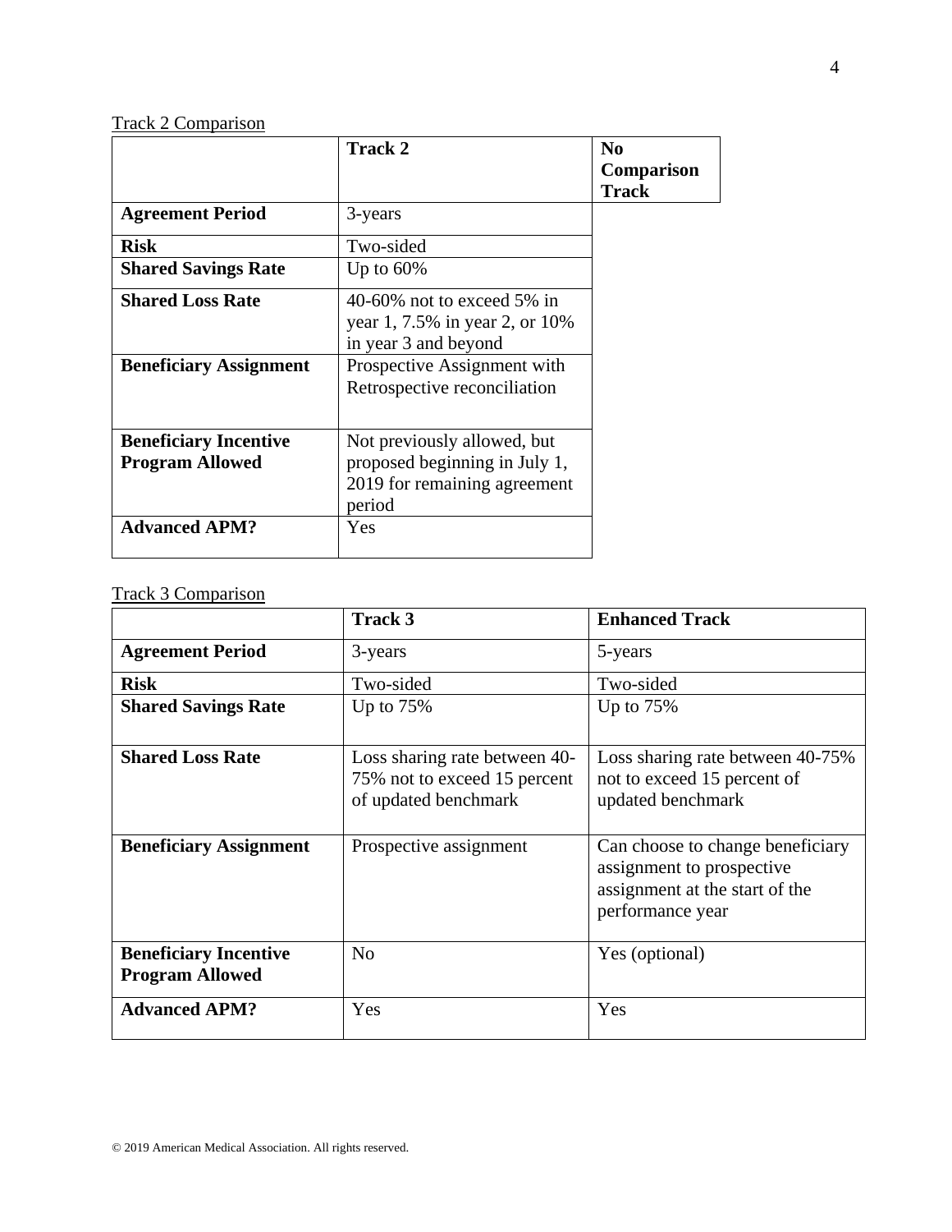Track 2 Comparison

| | Track 2 | No Comparison Track |
|---|---|---|
| **Agreement Period** | 3-years | |
| **Risk** | Two-sided | |
| **Shared Savings Rate** | Up to 60% | |
| **Shared Loss Rate** | 40-60% not to exceed 5% in year 1, 7.5% in year 2, or 10% in year 3 and beyond | |
| **Beneficiary Assignment** | Prospective Assignment with Retrospective reconciliation | |
| **Beneficiary Incentive Program Allowed** | Not previously allowed, but proposed beginning in July 1, 2019 for remaining agreement period | |
| **Advanced APM?** | Yes | |

Track 3 Comparison

| | Track 3 | Enhanced Track |
|---|---|---|
| **Agreement Period** | 3-years | 5-years |
| **Risk** | Two-sided | Two-sided |
| **Shared Savings Rate** | Up to 75% | Up to 75% |
| **Shared Loss Rate** | Loss sharing rate between 40-75% not to exceed 15 percent of updated benchmark | Loss sharing rate between 40-75% not to exceed 15 percent of updated benchmark |
| **Beneficiary Assignment** | Prospective assignment | Can choose to change beneficiary assignment to prospective assignment at the start of the performance year |
| **Beneficiary Incentive Program Allowed** | No | Yes (optional) |
| **Advanced APM?** | Yes | Yes |

© 2019 American Medical Association. All rights reserved.